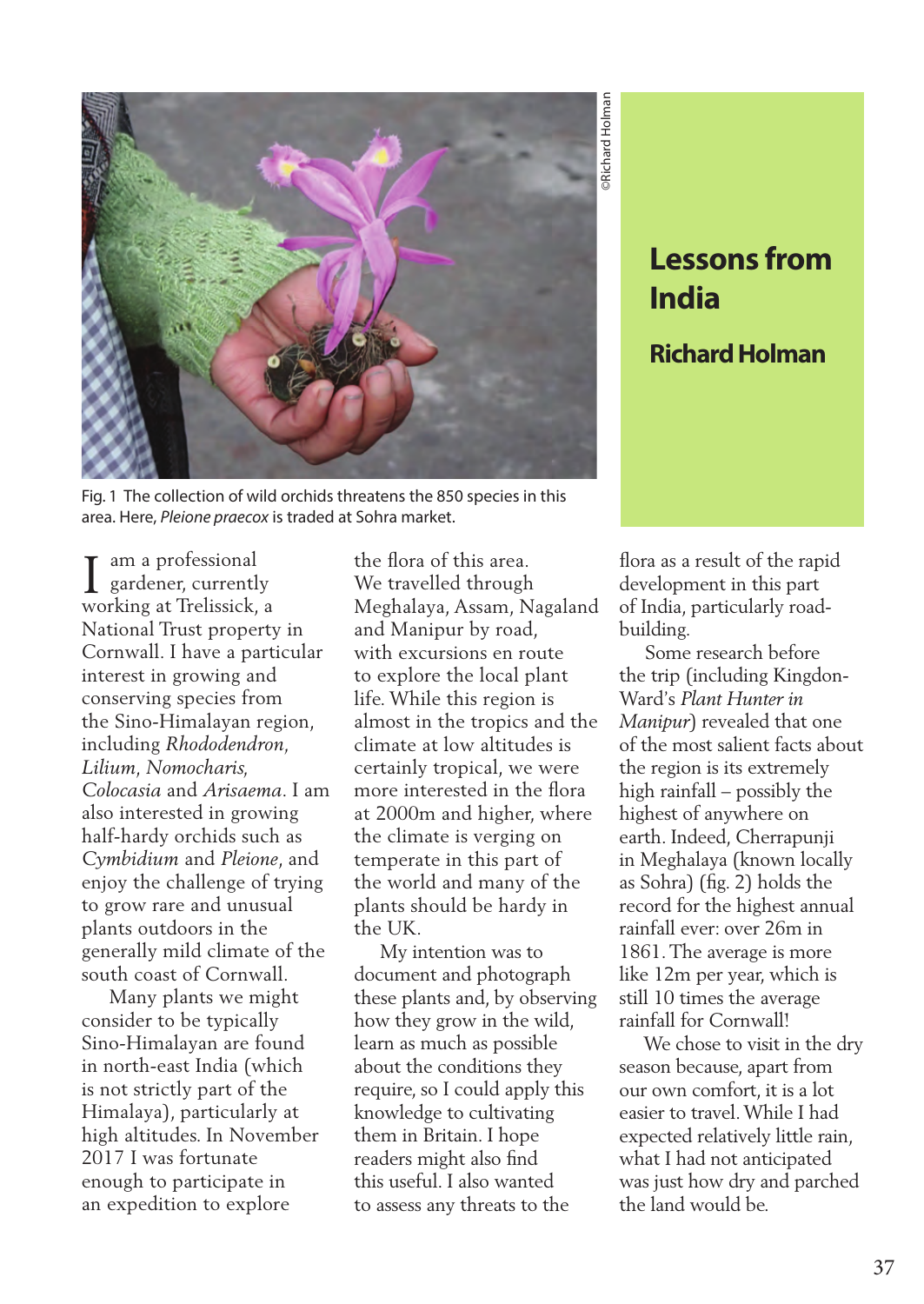# Lessons from India

## Richard Holman

Fig. 1 The collection of wild orchids threatens the 850 species in this area. Here, *Pleione praecox* is traded at Sohra market.

I am a professional gardener, currently working at Trelissick, a National Trust property in Cornwall. I have a particular interest in growing and conserving species from the Sino-Himalayan region, including *Rhododendron*, *Lilium*, *Nomocharis*, *Colocasia* and *Arisaema*. I am also interested in growing half-hardy orchids such as *Cymbidium* and *Pleione*, and enjoy the challenge of trying to grow rare and unusual plants outdoors in the generally mild climate of the south coast of Cornwall.

Many plants we might consider to be typically Sino-Himalayan are found in north-east India (which is not strictly part of the Himalaya), particularly at high altitudes. In November 2017 I was fortunate enough to participate in an expedition to explore the flora of this area. We travelled through Meghalaya, Assam, Nagaland and Manipur by road, with excursions en route to explore the local plant life. While this region is almost in the tropics and the climate at low altitudes is certainly tropical, we were more interested in the flora at 2000m and higher, where the climate is verging on temperate in this part of the world and many of the plants should be hardy in the UK.

My intention was to document and photograph these plants and, by observing how they grow in the wild, learn as much as possible about the conditions they require, so I could apply this knowledge to cultivating them in Britain. I hope readers might also find this useful. I also wanted to assess any threats to the flora as a result of the rapid development in this part of India, particularly road-building.

Some research before the trip (including Kingdon-Ward's *Plant Hunter in Manipur*) revealed that one of the most salient facts about the region is its extremely high rainfall – possibly the highest of anywhere on earth. Indeed, Cherrapunji in Meghalaya (known locally as Sohra) (fig. 2) holds the record for the highest annual rainfall ever: over 26m in 1861. The average is more like 12m per year, which is still 10 times the average rainfall for Cornwall!

We chose to visit in the dry season because, apart from our own comfort, it is a lot easier to travel. While I had expected relatively little rain, what I had not anticipated was just how dry and parched the land would be.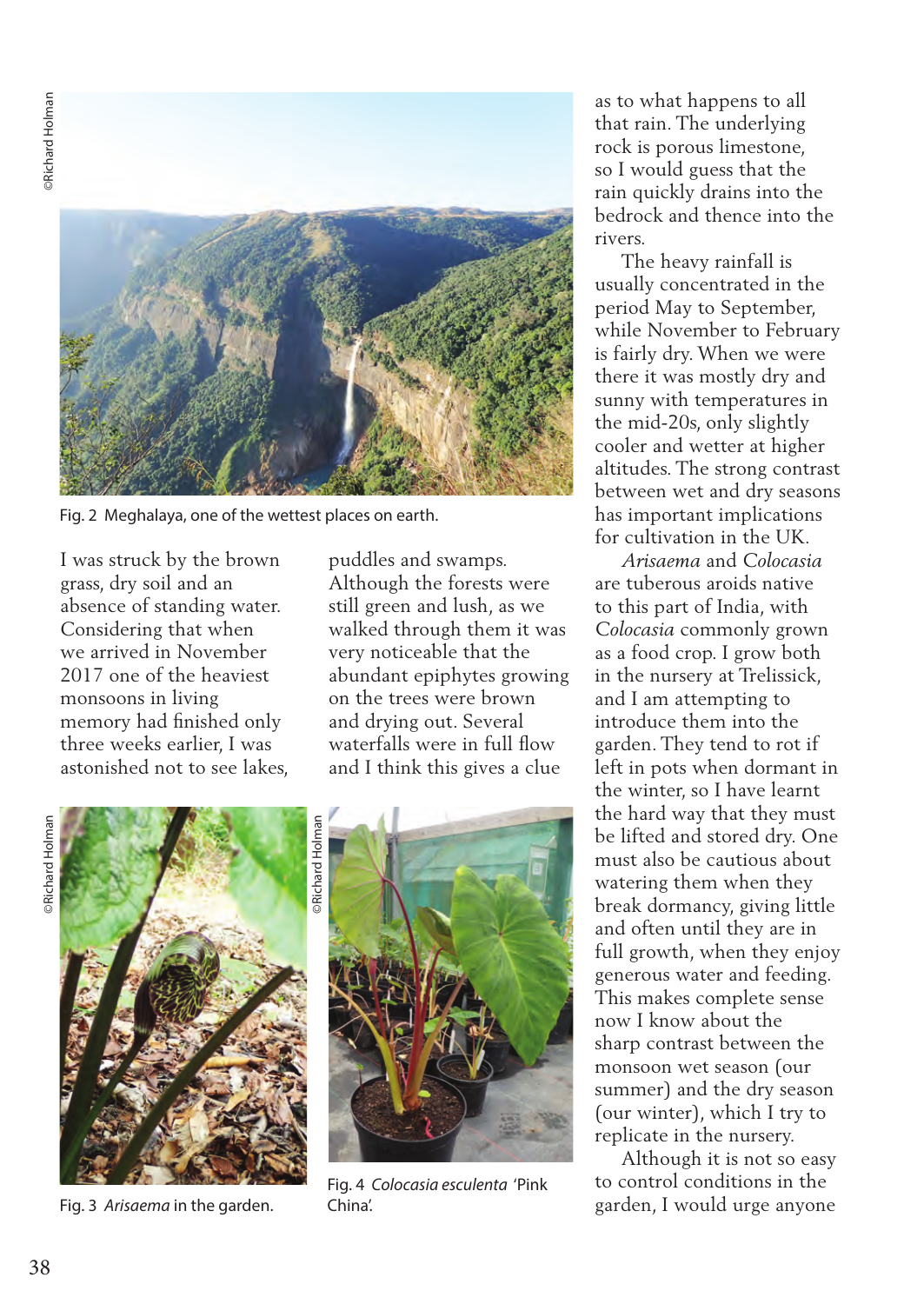Fig. 2 Meghalaya, one of the wettest places on earth.

I was struck by the brown grass, dry soil and an absence of standing water. Considering that when we arrived in November 2017 one of the heaviest monsoons in living memory had finished only three weeks earlier, I was astonished not to see lakes, puddles and swamps. Although the forests were still green and lush, as we walked through them it was very noticeable that the abundant epiphytes growing on the trees were brown and drying out. Several waterfalls were in full flow and I think this gives a clue as to what happens to all that rain. The underlying rock is porous limestone, so I would guess that the rain quickly drains into the bedrock and thence into the rivers.

The heavy rainfall is usually concentrated in the period May to September, while November to February is fairly dry. When we were there it was mostly dry and sunny with temperatures in the mid-20s, only slightly cooler and wetter at higher altitudes. The strong contrast between wet and dry seasons has important implications for cultivation in the UK.

*Arisaema* and *Colocasia* are tuberous aroids native to this part of India, with *Colocasia* commonly grown as a food crop. I grow both in the nursery at Trelissick, and I am attempting to introduce them into the garden. They tend to rot if left in pots when dormant in the winter, so I have learnt the hard way that they must be lifted and stored dry. One must also be cautious about watering them when they break dormancy, giving little and often until they are in full growth, when they enjoy generous water and feeding. This makes complete sense now I know about the sharp contrast between the monsoon wet season (our summer) and the dry season (our winter), which I try to replicate in the nursery.

Although it is not so easy to control conditions in the garden, I would urge anyone

Fig. 3 *Arisaema* in the garden.

Fig. 4 *Colocasia esculenta* 'Pink China'.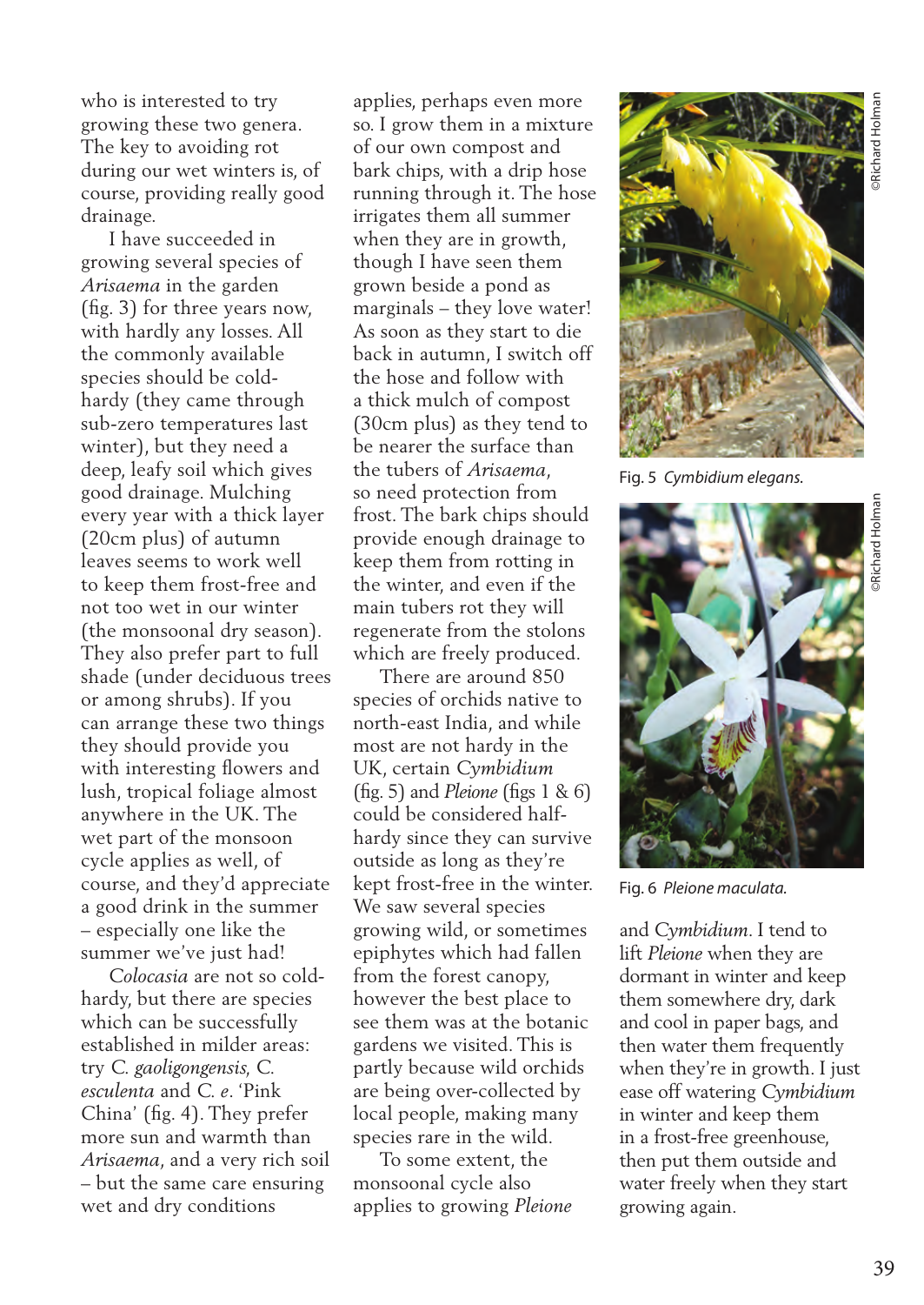who is interested to try growing these two genera. The key to avoiding rot during our wet winters is, of course, providing really good drainage.

I have succeeded in growing several species of *Arisaema* in the garden (fig. 3) for three years now, with hardly any losses. All the commonly available species should be cold-hardy (they came through sub-zero temperatures last winter), but they need a deep, leafy soil which gives good drainage. Mulching every year with a thick layer (20cm plus) of autumn leaves seems to work well to keep them frost-free and not too wet in our winter (the monsoonal dry season). They also prefer part to full shade (under deciduous trees or among shrubs). If you can arrange these two things they should provide you with interesting flowers and lush, tropical foliage almost anywhere in the UK. The wet part of the monsoon cycle applies as well, of course, and they'd appreciate a good drink in the summer – especially one like the summer we've just had!

*Colocasia* are not so cold-hardy, but there are species which can be successfully established in milder areas: try *C. gaoligongensis*, *C. esculenta* and *C. e.* 'Pink China' (fig. 4). They prefer more sun and warmth than *Arisaema*, and a very rich soil – but the same care ensuring wet and dry conditions applies, perhaps even more so. I grow them in a mixture of our own compost and bark chips, with a drip hose running through it. The hose irrigates them all summer when they are in growth, though I have seen them grown beside a pond as marginals – they love water! As soon as they start to die back in autumn, I switch off the hose and follow with a thick mulch of compost (30cm plus) as they tend to be nearer the surface than the tubers of *Arisaema*, so need protection from frost. The bark chips should provide enough drainage to keep them from rotting in the winter, and even if the main tubers rot they will regenerate from the stolons which are freely produced.

There are around 850 species of orchids native to north-east India, and while most are not hardy in the UK, certain *Cymbidium* (fig. 5) and *Pleione* (figs 1 & 6) could be considered half-hardy since they can survive outside as long as they're kept frost-free in the winter. We saw several species growing wild, or sometimes epiphytes which had fallen from the forest canopy, however the best place to see them was at the botanic gardens we visited. This is partly because wild orchids are being over-collected by local people, making many species rare in the wild.

To some extent, the monsoonal cycle also applies to growing *Pleione* and *Cymbidium*. I tend to lift *Pleione* when they are dormant in winter and keep them somewhere dry, dark and cool in paper bags, and then water them frequently when they're in growth. I just ease off watering *Cymbidium* in winter and keep them in a frost-free greenhouse, then put them outside and water freely when they start growing again.

Fig. 5 *Cymbidium elegans.*

Fig. 6 *Pleione maculata.*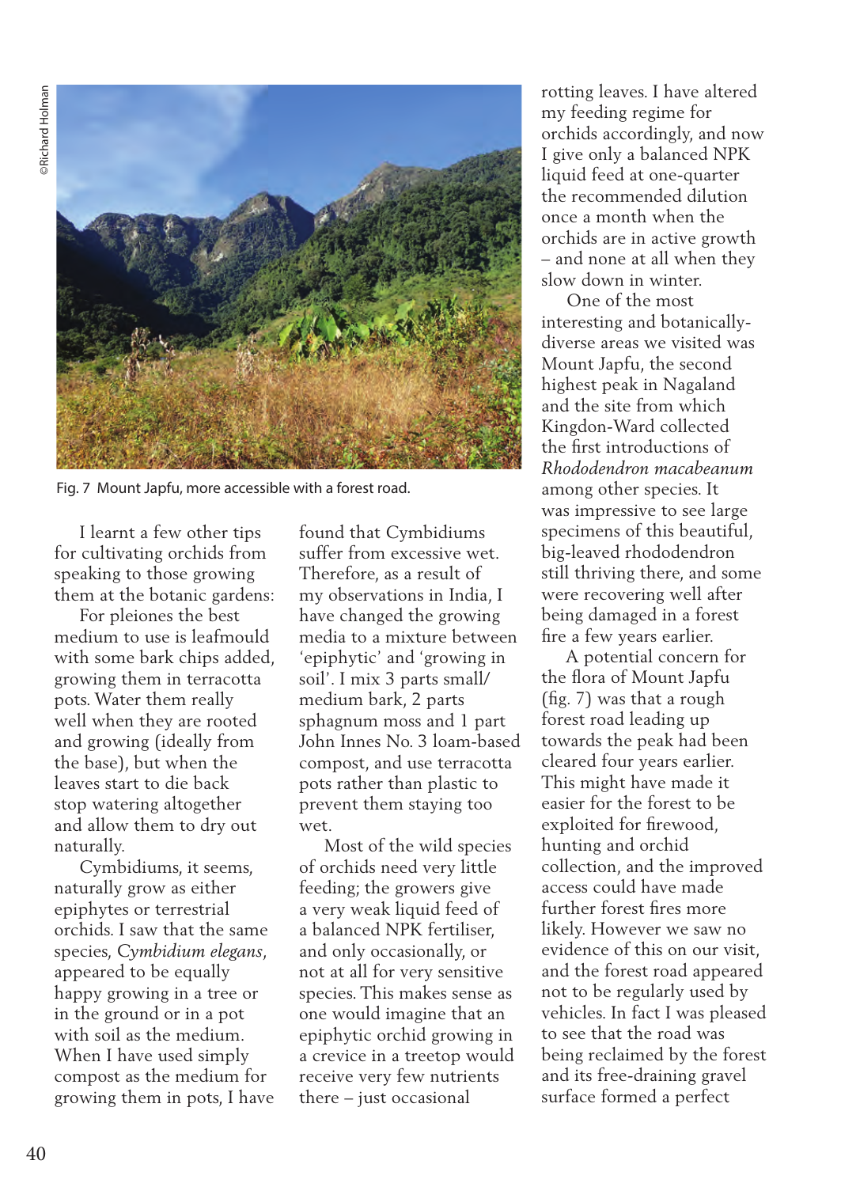Fig. 7 Mount Japfu, more accessible with a forest road.

I learnt a few other tips for cultivating orchids from speaking to those growing them at the botanic gardens:

For pleiones the best medium to use is leafmould with some bark chips added, growing them in terracotta pots. Water them really well when they are rooted and growing (ideally from the base), but when the leaves start to die back stop watering altogether and allow them to dry out naturally.

Cymbidiums, it seems, naturally grow as either epiphytes or terrestrial orchids. I saw that the same species, *Cymbidium elegans*, appeared to be equally happy growing in a tree or in the ground or in a pot with soil as the medium. When I have used simply compost as the medium for growing them in pots, I have found that Cymbidiums suffer from excessive wet. Therefore, as a result of my observations in India, I have changed the growing media to a mixture between 'epiphytic' and 'growing in soil'. I mix 3 parts small/medium bark, 2 parts sphagnum moss and 1 part John Innes No. 3 loam-based compost, and use terracotta pots rather than plastic to prevent them staying too wet.

Most of the wild species of orchids need very little feeding; the growers give a very weak liquid feed of a balanced NPK fertiliser, and only occasionally, or not at all for very sensitive species. This makes sense as one would imagine that an epiphytic orchid growing in a crevice in a treetop would receive very few nutrients there – just occasional rotting leaves. I have altered my feeding regime for orchids accordingly, and now I give only a balanced NPK liquid feed at one-quarter the recommended dilution once a month when the orchids are in active growth – and none at all when they slow down in winter.

One of the most interesting and botanically-diverse areas we visited was Mount Japfu, the second highest peak in Nagaland and the site from which Kingdon-Ward collected the first introductions of *Rhododendron macabeanum* among other species. It was impressive to see large specimens of this beautiful, big-leaved rhododendron still thriving there, and some were recovering well after being damaged in a forest fire a few years earlier.

A potential concern for the flora of Mount Japfu (fig. 7) was that a rough forest road leading up towards the peak had been cleared four years earlier. This might have made it easier for the forest to be exploited for firewood, hunting and orchid collection, and the improved access could have made further forest fires more likely. However we saw no evidence of this on our visit, and the forest road appeared not to be regularly used by vehicles. In fact I was pleased to see that the road was being reclaimed by the forest and its free-draining gravel surface formed a perfect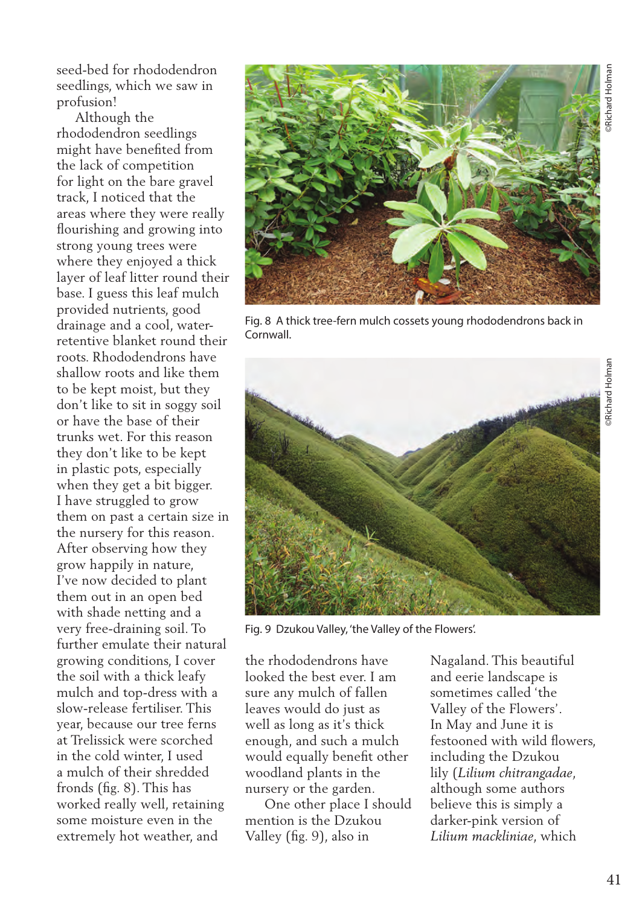seed-bed for rhododendron seedlings, which we saw in profusion!

Although the rhododendron seedlings might have benefited from the lack of competition for light on the bare gravel track, I noticed that the areas where they were really flourishing and growing into strong young trees were where they enjoyed a thick layer of leaf litter round their base. I guess this leaf mulch provided nutrients, good drainage and a cool, water-retentive blanket round their roots. Rhododendrons have shallow roots and like them to be kept moist, but they don't like to sit in soggy soil or have the base of their trunks wet. For this reason they don't like to be kept in plastic pots, especially when they get a bit bigger. I have struggled to grow them on past a certain size in the nursery for this reason. After observing how they grow happily in nature, I've now decided to plant them out in an open bed with shade netting and a very free-draining soil. To further emulate their natural growing conditions, I cover the soil with a thick leafy mulch and top-dress with a slow-release fertiliser. This year, because our tree ferns at Trelissick were scorched in the cold winter, I used a mulch of their shredded fronds (fig. 8). This has worked really well, retaining some moisture even in the extremely hot weather, and the rhododendrons have looked the best ever. I am sure any mulch of fallen leaves would do just as well as long as it's thick enough, and such a mulch would equally benefit other woodland plants in the nursery or the garden.

Fig. 8 A thick tree-fern mulch cossets young rhododendrons back in Cornwall.

©Richard Holman

Fig. 9 Dzukou Valley, 'the Valley of the Flowers'.

©Richard Holman

One other place I should mention is the Dzukou Valley (fig. 9), also in Nagaland. This beautiful and eerie landscape is sometimes called 'the Valley of the Flowers'. In May and June it is festooned with wild flowers, including the Dzukou lily (*Lilium chitrangadae*, although some authors believe this is simply a darker-pink version of *Lilium mackliniae*, which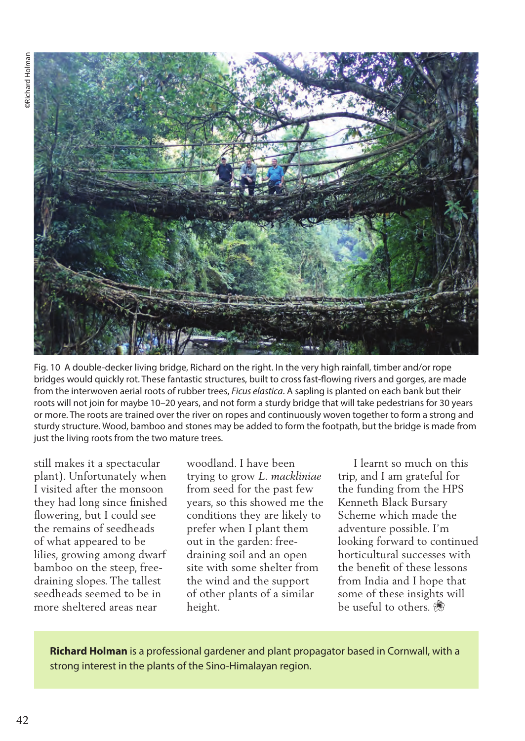Fig. 10 A double-decker living bridge, Richard on the right. In the very high rainfall, timber and/or rope bridges would quickly rot. These fantastic structures, built to cross fast-flowing rivers and gorges, are made from the interwoven aerial roots of rubber trees, *Ficus elastica*. A sapling is planted on each bank but their roots will not join for maybe 10–20 years, and not form a sturdy bridge that will take pedestrians for 30 years or more. The roots are trained over the river on ropes and continuously woven together to form a strong and sturdy structure. Wood, bamboo and stones may be added to form the footpath, but the bridge is made from just the living roots from the two mature trees.

still makes it a spectacular plant). Unfortunately when I visited after the monsoon they had long since finished flowering, but I could see the remains of seedheads of what appeared to be lilies, growing among dwarf bamboo on the steep, free-draining slopes. The tallest seedheads seemed to be in more sheltered areas near woodland. I have been trying to grow *L. mackliniae* from seed for the past few years, so this showed me the conditions they are likely to prefer when I plant them out in the garden: free-draining soil and an open site with some shelter from the wind and the support of other plants of a similar height.

I learnt so much on this trip, and I am grateful for the funding from the HPS Kenneth Black Bursary Scheme which made the adventure possible. I'm looking forward to continued horticultural successes with the benefit of these lessons from India and I hope that some of these insights will be useful to others.

**Richard Holman** is a professional gardener and plant propagator based in Cornwall, with a strong interest in the plants of the Sino-Himalayan region.